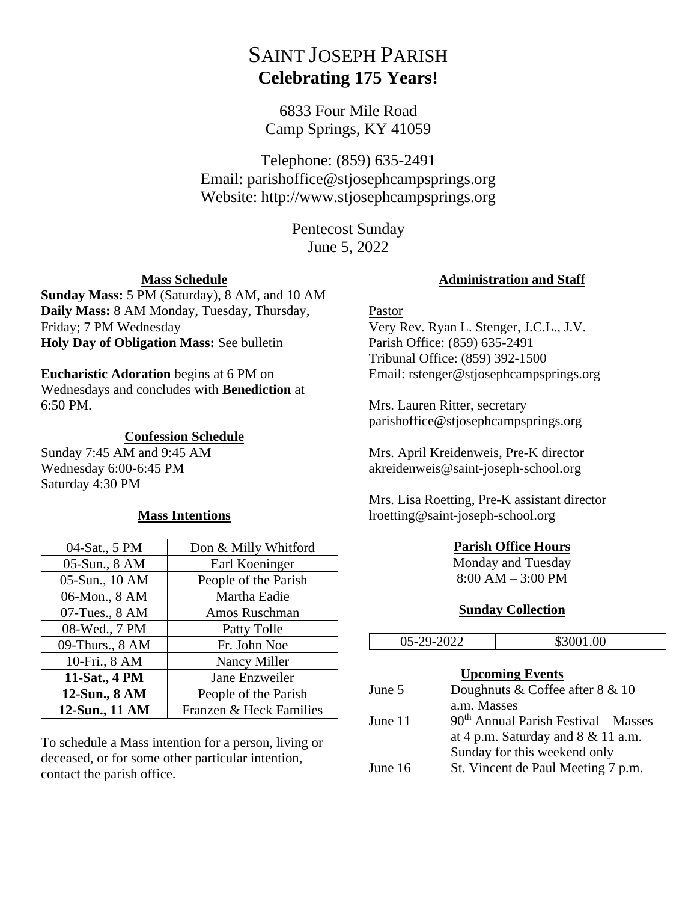# SAINT JOSEPH PARISH
**Celebrating 175 Years!**

6833 Four Mile Road
Camp Springs, KY 41059

Telephone: (859) 635-2491
Email: parishoffice@stjosephcampsprings.org
Website: http://www.stjosephcampsprings.org

Pentecost Sunday
June 5, 2022

## Mass Schedule

**Sunday Mass:** 5 PM (Saturday), 8 AM, and 10 AM
**Daily Mass:** 8 AM Monday, Tuesday, Thursday, Friday; 7 PM Wednesday
**Holy Day of Obligation Mass:** See bulletin

**Eucharistic Adoration** begins at 6 PM on Wednesdays and concludes with **Benediction** at 6:50 PM.

## Confession Schedule

Sunday 7:45 AM and 9:45 AM
Wednesday 6:00-6:45 PM
Saturday 4:30 PM

## Mass Intentions

| | |
|---|---|
| 04-Sat., 5 PM | Don & Milly Whitford |
| 05-Sun., 8 AM | Earl Koeninger |
| 05-Sun., 10 AM | People of the Parish |
| 06-Mon., 8 AM | Martha Eadie |
| 07-Tues., 8 AM | Amos Ruschman |
| 08-Wed., 7 PM | Patty Tolle |
| 09-Thurs., 8 AM | Fr. John Noe |
| 10-Fri., 8 AM | Nancy Miller |
| **11-Sat., 4 PM** | Jane Enzweiler |
| **12-Sun., 8 AM** | People of the Parish |
| **12-Sun., 11 AM** | Franzen & Heck Families |

To schedule a Mass intention for a person, living or deceased, or for some other particular intention, contact the parish office.

## Administration and Staff

Pastor
Very Rev. Ryan L. Stenger, J.C.L., J.V.
Parish Office: (859) 635-2491
Tribunal Office: (859) 392-1500
Email: rstenger@stjosephcampsprings.org

Mrs. Lauren Ritter, secretary
parishoffice@stjosephcampsprings.org

Mrs. April Kreidenweis, Pre-K director
akreidenweis@saint-joseph-school.org

Mrs. Lisa Roetting, Pre-K assistant director
lroetting@saint-joseph-school.org

### Parish Office Hours

Monday and Tuesday
8:00 AM – 3:00 PM

### Sunday Collection

| | |
|---|---|
| 05-29-2022 | $3001.00 |

### Upcoming Events

| | |
|---|---|
| June 5 | Doughnuts & Coffee after 8 & 10 a.m. Masses |
| June 11 | 90th Annual Parish Festival – Masses at 4 p.m. Saturday and 8 & 11 a.m. Sunday for this weekend only |
| June 16 | St. Vincent de Paul Meeting 7 p.m. |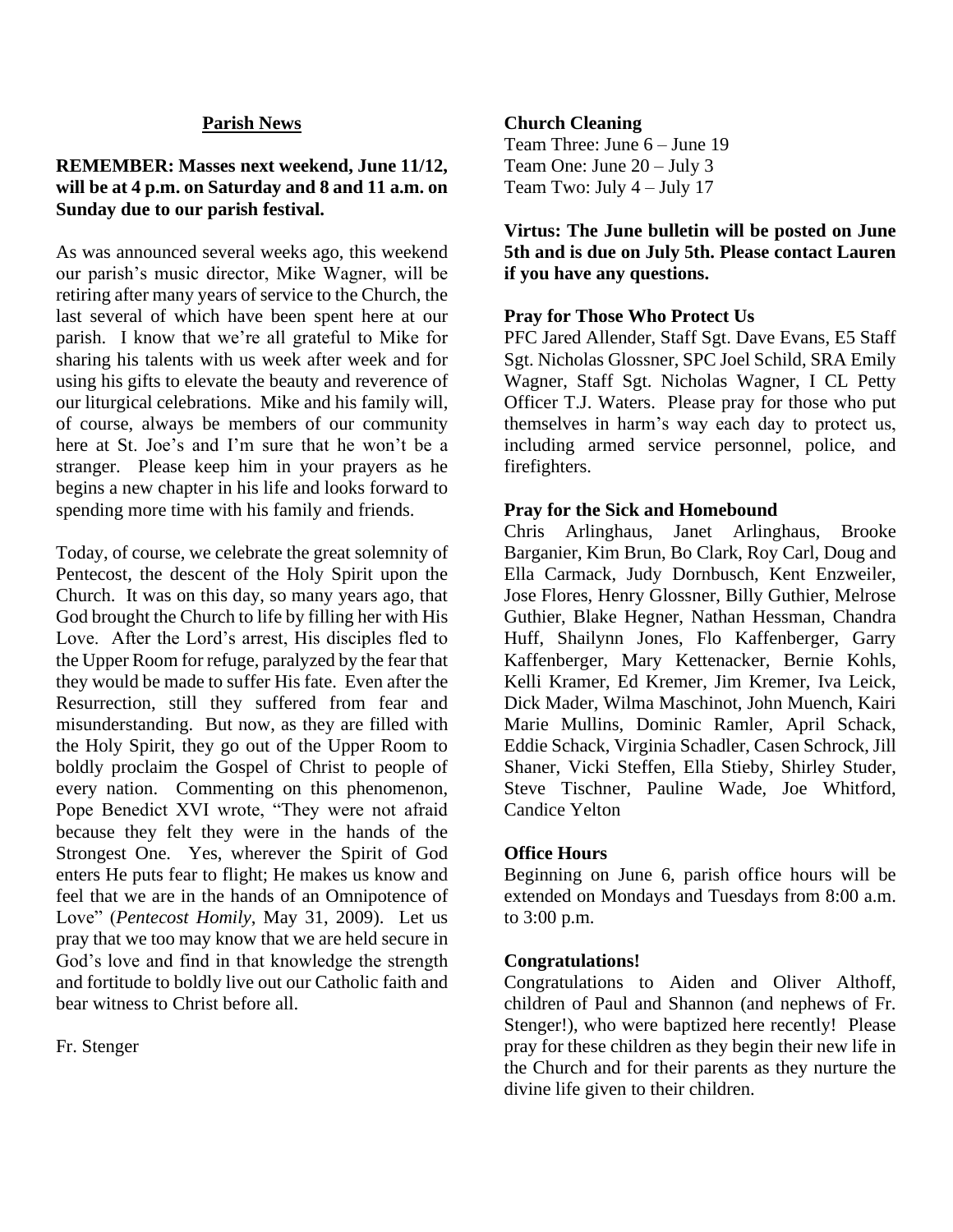## Parish News

**REMEMBER: Masses next weekend, June 11/12, will be at 4 p.m. on Saturday and 8 and 11 a.m. on Sunday due to our parish festival.**

As was announced several weeks ago, this weekend our parish's music director, Mike Wagner, will be retiring after many years of service to the Church, the last several of which have been spent here at our parish. I know that we're all grateful to Mike for sharing his talents with us week after week and for using his gifts to elevate the beauty and reverence of our liturgical celebrations. Mike and his family will, of course, always be members of our community here at St. Joe's and I'm sure that he won't be a stranger. Please keep him in your prayers as he begins a new chapter in his life and looks forward to spending more time with his family and friends.

Today, of course, we celebrate the great solemnity of Pentecost, the descent of the Holy Spirit upon the Church. It was on this day, so many years ago, that God brought the Church to life by filling her with His Love. After the Lord's arrest, His disciples fled to the Upper Room for refuge, paralyzed by the fear that they would be made to suffer His fate. Even after the Resurrection, still they suffered from fear and misunderstanding. But now, as they are filled with the Holy Spirit, they go out of the Upper Room to boldly proclaim the Gospel of Christ to people of every nation. Commenting on this phenomenon, Pope Benedict XVI wrote, "They were not afraid because they felt they were in the hands of the Strongest One. Yes, wherever the Spirit of God enters He puts fear to flight; He makes us know and feel that we are in the hands of an Omnipotence of Love" (*Pentecost Homily*, May 31, 2009). Let us pray that we too may know that we are held secure in God's love and find in that knowledge the strength and fortitude to boldly live out our Catholic faith and bear witness to Christ before all.

Fr. Stenger

**Church Cleaning**

Team Three: June 6 – June 19
Team One: June 20 – July 3
Team Two: July 4 – July 17

**Virtus: The June bulletin will be posted on June 5th and is due on July 5th. Please contact Lauren if you have any questions.**

**Pray for Those Who Protect Us**

PFC Jared Allender, Staff Sgt. Dave Evans, E5 Staff Sgt. Nicholas Glossner, SPC Joel Schild, SRA Emily Wagner, Staff Sgt. Nicholas Wagner, I CL Petty Officer T.J. Waters. Please pray for those who put themselves in harm's way each day to protect us, including armed service personnel, police, and firefighters.

**Pray for the Sick and Homebound**

Chris Arlinghaus, Janet Arlinghaus, Brooke Barganier, Kim Brun, Bo Clark, Roy Carl, Doug and Ella Carmack, Judy Dornbusch, Kent Enzweiler, Jose Flores, Henry Glossner, Billy Guthier, Melrose Guthier, Blake Hegner, Nathan Hessman, Chandra Huff, Shailynn Jones, Flo Kaffenberger, Garry Kaffenberger, Mary Kettenacker, Bernie Kohls, Kelli Kramer, Ed Kremer, Jim Kremer, Iva Leick, Dick Mader, Wilma Maschinot, John Muench, Kairi Marie Mullins, Dominic Ramler, April Schack, Eddie Schack, Virginia Schadler, Casen Schrock, Jill Shaner, Vicki Steffen, Ella Stieby, Shirley Studer, Steve Tischner, Pauline Wade, Joe Whitford, Candice Yelton

**Office Hours**

Beginning on June 6, parish office hours will be extended on Mondays and Tuesdays from 8:00 a.m. to 3:00 p.m.

**Congratulations!**

Congratulations to Aiden and Oliver Althoff, children of Paul and Shannon (and nephews of Fr. Stenger!), who were baptized here recently! Please pray for these children as they begin their new life in the Church and for their parents as they nurture the divine life given to their children.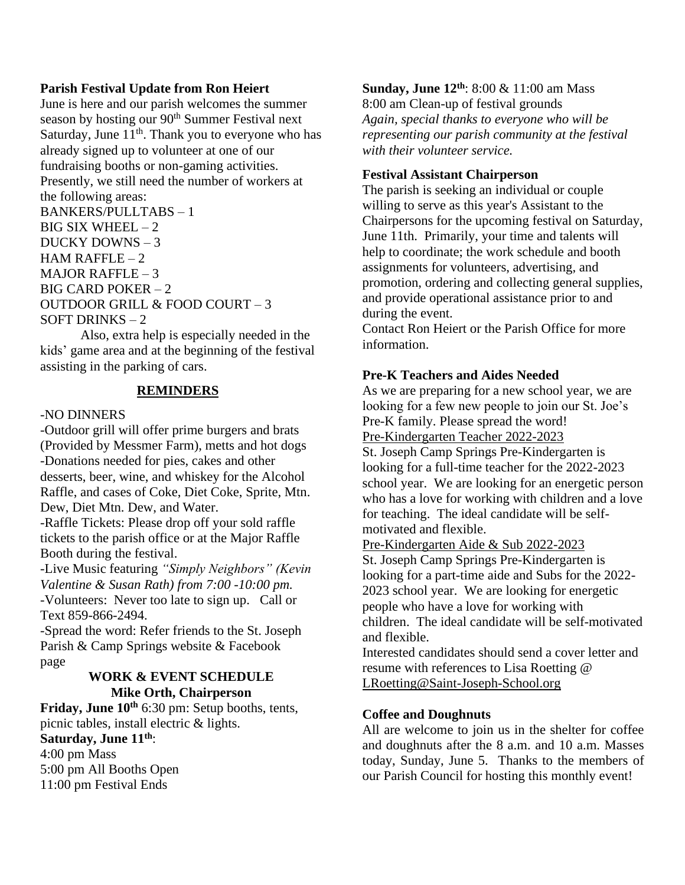**Parish Festival Update from Ron Heiert**

June is here and our parish welcomes the summer season by hosting our 90th Summer Festival next Saturday, June 11th. Thank you to everyone who has already signed up to volunteer at one of our fundraising booths or non-gaming activities. Presently, we still need the number of workers at the following areas:

BANKERS/PULLTABS – 1
BIG SIX WHEEL – 2
DUCKY DOWNS – 3
HAM RAFFLE – 2
MAJOR RAFFLE – 3
BIG CARD POKER – 2
OUTDOOR GRILL & FOOD COURT – 3
SOFT DRINKS – 2

Also, extra help is especially needed in the kids' game area and at the beginning of the festival assisting in the parking of cars.

**REMINDERS**

-NO DINNERS
-Outdoor grill will offer prime burgers and brats (Provided by Messmer Farm), metts and hot dogs
-Donations needed for pies, cakes and other desserts, beer, wine, and whiskey for the Alcohol Raffle, and cases of Coke, Diet Coke, Sprite, Mtn. Dew, Diet Mtn. Dew, and Water.
-Raffle Tickets: Please drop off your sold raffle tickets to the parish office or at the Major Raffle Booth during the festival.
-Live Music featuring *"Simply Neighbors" (Kevin Valentine & Susan Rath) from 7:00 -10:00 pm.*
-Volunteers: Never too late to sign up. Call or Text 859-866-2494.
-Spread the word: Refer friends to the St. Joseph Parish & Camp Springs website & Facebook page

**WORK & EVENT SCHEDULE**
**Mike Orth, Chairperson**

**Friday, June 10th** 6:30 pm: Setup booths, tents, picnic tables, install electric & lights.
**Saturday, June 11th**:
4:00 pm Mass
5:00 pm All Booths Open
11:00 pm Festival Ends
**Sunday, June 12th**: 8:00 & 11:00 am Mass
8:00 am Clean-up of festival grounds
*Again, special thanks to everyone who will be representing our parish community at the festival with their volunteer service.*

**Festival Assistant Chairperson**

The parish is seeking an individual or couple willing to serve as this year's Assistant to the Chairpersons for the upcoming festival on Saturday, June 11th. Primarily, your time and talents will help to coordinate; the work schedule and booth assignments for volunteers, advertising, and promotion, ordering and collecting general supplies, and provide operational assistance prior to and during the event.
Contact Ron Heiert or the Parish Office for more information.

**Pre-K Teachers and Aides Needed**

As we are preparing for a new school year, we are looking for a few new people to join our St. Joe's Pre-K family. Please spread the word!

Pre-Kindergarten Teacher 2022-2023
St. Joseph Camp Springs Pre-Kindergarten is looking for a full-time teacher for the 2022-2023 school year. We are looking for an energetic person who has a love for working with children and a love for teaching. The ideal candidate will be self-motivated and flexible.

Pre-Kindergarten Aide & Sub 2022-2023
St. Joseph Camp Springs Pre-Kindergarten is looking for a part-time aide and Subs for the 2022-2023 school year. We are looking for energetic people who have a love for working with children. The ideal candidate will be self-motivated and flexible.

Interested candidates should send a cover letter and resume with references to Lisa Roetting @ LRoetting@Saint-Joseph-School.org

**Coffee and Doughnuts**

All are welcome to join us in the shelter for coffee and doughnuts after the 8 a.m. and 10 a.m. Masses today, Sunday, June 5. Thanks to the members of our Parish Council for hosting this monthly event!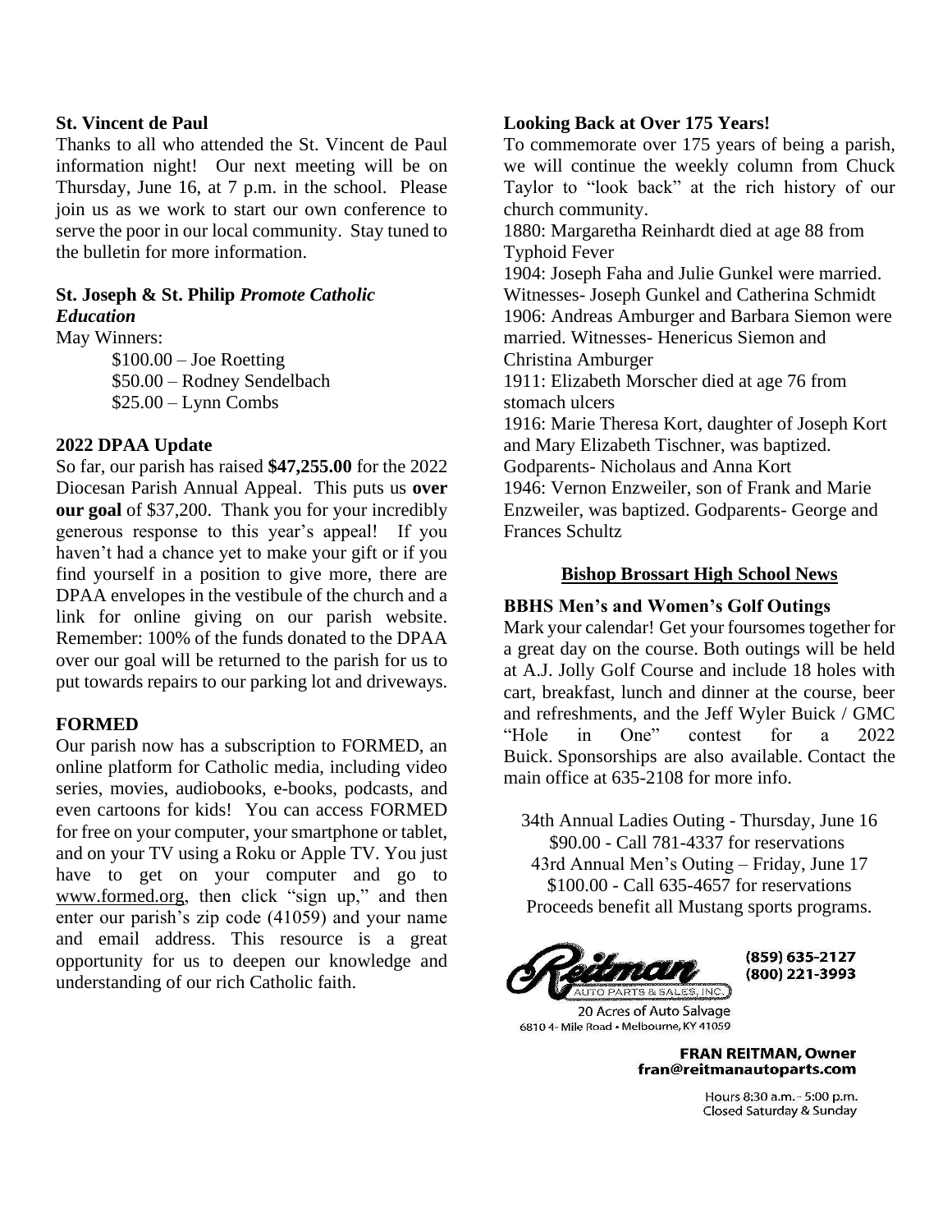**St. Vincent de Paul**

Thanks to all who attended the St. Vincent de Paul information night! Our next meeting will be on Thursday, June 16, at 7 p.m. in the school. Please join us as we work to start our own conference to serve the poor in our local community. Stay tuned to the bulletin for more information.

**St. Joseph & St. Philip *Promote Catholic Education***

May Winners:

$100.00 – Joe Roetting
$50.00 – Rodney Sendelbach
$25.00 – Lynn Combs

**2022 DPAA Update**

So far, our parish has raised **$47,255.00** for the 2022 Diocesan Parish Annual Appeal. This puts us **over our goal** of $37,200. Thank you for your incredibly generous response to this year's appeal! If you haven't had a chance yet to make your gift or if you find yourself in a position to give more, there are DPAA envelopes in the vestibule of the church and a link for online giving on our parish website. Remember: 100% of the funds donated to the DPAA over our goal will be returned to the parish for us to put towards repairs to our parking lot and driveways.

**FORMED**

Our parish now has a subscription to FORMED, an online platform for Catholic media, including video series, movies, audiobooks, e-books, podcasts, and even cartoons for kids! You can access FORMED for free on your computer, your smartphone or tablet, and on your TV using a Roku or Apple TV. You just have to get on your computer and go to www.formed.org, then click "sign up," and then enter our parish's zip code (41059) and your name and email address. This resource is a great opportunity for us to deepen our knowledge and understanding of our rich Catholic faith.

**Looking Back at Over 175 Years!**

To commemorate over 175 years of being a parish, we will continue the weekly column from Chuck Taylor to "look back" at the rich history of our church community.

1880: Margaretha Reinhardt died at age 88 from Typhoid Fever
1904: Joseph Faha and Julie Gunkel were married. Witnesses- Joseph Gunkel and Catherina Schmidt
1906: Andreas Amburger and Barbara Siemon were married. Witnesses- Henericus Siemon and Christina Amburger
1911: Elizabeth Morscher died at age 76 from stomach ulcers
1916: Marie Theresa Kort, daughter of Joseph Kort and Mary Elizabeth Tischner, was baptized. Godparents- Nicholaus and Anna Kort
1946: Vernon Enzweiler, son of Frank and Marie Enzweiler, was baptized. Godparents- George and Frances Schultz

**Bishop Brossart High School News**

**BBHS Men's and Women's Golf Outings**

Mark your calendar! Get your foursomes together for a great day on the course. Both outings will be held at A.J. Jolly Golf Course and include 18 holes with cart, breakfast, lunch and dinner at the course, beer and refreshments, and the Jeff Wyler Buick / GMC "Hole in One" contest for a 2022 Buick. Sponsorships are also available. Contact the main office at 635-2108 for more info.

34th Annual Ladies Outing - Thursday, June 16
$90.00 - Call 781-4337 for reservations
43rd Annual Men's Outing – Friday, June 17
$100.00 - Call 635-4657 for reservations
Proceeds benefit all Mustang sports programs.

Reitman AUTO PARTS & SALES, INC.
(859) 635-2127
(800) 221-3993
20 Acres of Auto Salvage
6810 4- Mile Road • Melbourne, KY 41059

**FRAN REITMAN, Owner**
**fran@reitmanautoparts.com**

Hours 8:30 a.m.- 5:00 p.m.
Closed Saturday & Sunday